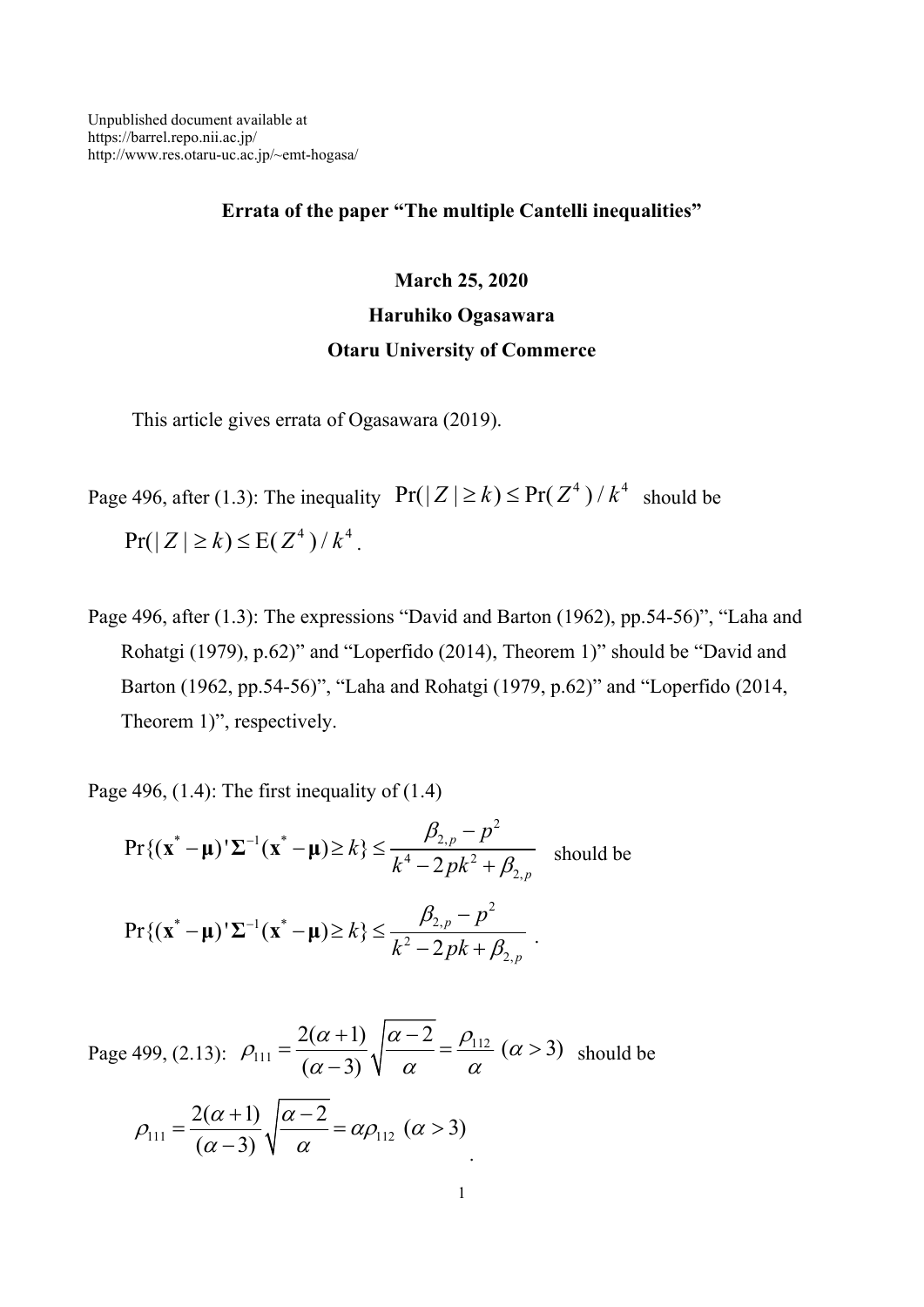Unpublished document available at
https://barrel.repo.nii.ac.jp/
http://www.res.otaru-uc.ac.jp/~emt-hogasa/

**Errata of the paper "The multiple Cantelli inequalities"**

**March 25, 2020**

**Haruhiko Ogasawara**

**Otaru University of Commerce**

This article gives errata of Ogasawara (2019).

Page 496, after (1.3): The inequality $\Pr(|Z| \ge k) \le \Pr(Z^4)/k^4$ should be $\Pr(|Z| \ge k) \le \mathrm{E}(Z^4)/k^4$.

Page 496, after (1.3): The expressions "David and Barton (1962), pp.54-56)", "Laha and Rohatgi (1979), p.62)" and "Loperfido (2014), Theorem 1)" should be "David and Barton (1962, pp.54-56)", "Laha and Rohatgi (1979, p.62)" and "Loperfido (2014, Theorem 1)", respectively.

Page 496, (1.4): The first inequality of (1.4)

$$\Pr\{(\mathbf{x}^* - \boldsymbol{\mu})'\boldsymbol{\Sigma}^{-1}(\mathbf{x}^* - \boldsymbol{\mu}) \ge k\} \le \frac{\beta_{2,p} - p^2}{k^4 - 2pk^2 + \beta_{2,p}}$$

should be

$$\Pr\{(\mathbf{x}^* - \boldsymbol{\mu})'\boldsymbol{\Sigma}^{-1}(\mathbf{x}^* - \boldsymbol{\mu}) \ge k\} \le \frac{\beta_{2,p} - p^2}{k^2 - 2pk + \beta_{2,p}}.$$

Page 499, (2.13): $\rho_{111} = \dfrac{2(\alpha+1)}{(\alpha-3)}\sqrt{\dfrac{\alpha-2}{\alpha}} = \dfrac{\rho_{112}}{\alpha}\ (\alpha > 3)$ should be

$$\rho_{111} = \frac{2(\alpha+1)}{(\alpha-3)}\sqrt{\frac{\alpha-2}{\alpha}} = \alpha\rho_{112}\ (\alpha > 3).$$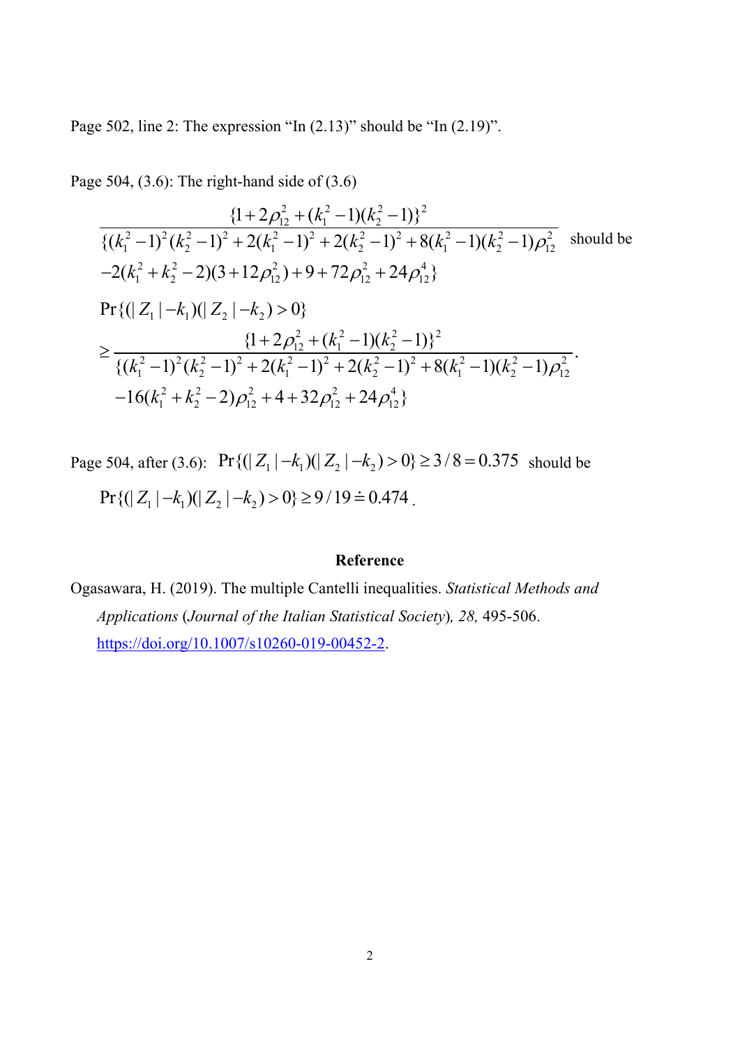Page 502, line 2: The expression "In (2.13)" should be "In (2.19)".

Page 504, (3.6): The right-hand side of (3.6)

$$\frac{\{1+2\rho_{12}^2+(k_1^2-1)(k_2^2-1)\}^2}{\{(k_1^2-1)^2(k_2^2-1)^2+2(k_1^2-1)^2+2(k_2^2-1)^2+8(k_1^2-1)(k_2^2-1)\rho_{12}^2 \\ -2(k_1^2+k_2^2-2)(3+12\rho_{12}^2)+9+72\rho_{12}^2+24\rho_{12}^4\}}$$

should be

$$\Pr\{(|Z_1|-k_1)(|Z_2|-k_2)>0\}$$
$$\geq \frac{\{1+2\rho_{12}^2+(k_1^2-1)(k_2^2-1)\}^2}{\{(k_1^2-1)^2(k_2^2-1)^2+2(k_1^2-1)^2+2(k_2^2-1)^2+8(k_1^2-1)(k_2^2-1)\rho_{12}^2 \\ -16(k_1^2+k_2^2-2)\rho_{12}^2+4+32\rho_{12}^2+24\rho_{12}^4\}}.$$

Page 504, after (3.6): $\Pr\{(|Z_1|-k_1)(|Z_2|-k_2)>0\} \geq 3/8 = 0.375$ should be

$\Pr\{(|Z_1|-k_1)(|Z_2|-k_2)>0\} \geq 9/19 \doteq 0.474$.

**Reference**

Ogasawara, H. (2019). The multiple Cantelli inequalities. *Statistical Methods and Applications* (*Journal of the Italian Statistical Society*), *28,* 495-506. https://doi.org/10.1007/s10260-019-00452-2.